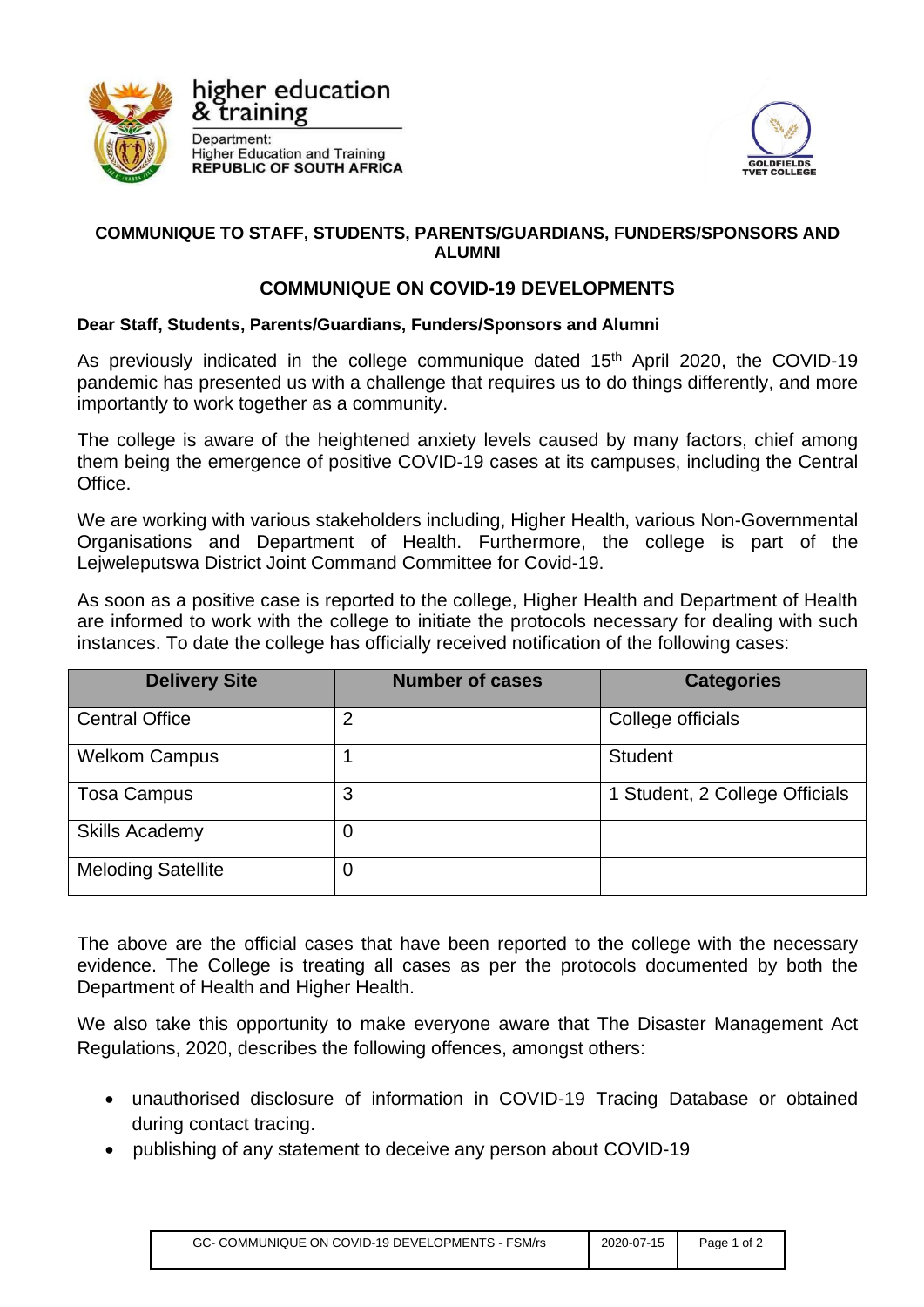higher education & training

Department:
Higher Education and Training
**REPUBLIC OF SOUTH AFRICA**

GOLDFIELDS TVET COLLEGE

**COMMUNIQUE TO STAFF, STUDENTS, PARENTS/GUARDIANS, FUNDERS/SPONSORS AND ALUMNI**

## COMMUNIQUE ON COVID-19 DEVELOPMENTS

**Dear Staff, Students, Parents/Guardians, Funders/Sponsors and Alumni**

As previously indicated in the college communique dated 15th April 2020, the COVID-19 pandemic has presented us with a challenge that requires us to do things differently, and more importantly to work together as a community.

The college is aware of the heightened anxiety levels caused by many factors, chief among them being the emergence of positive COVID-19 cases at its campuses, including the Central Office.

We are working with various stakeholders including, Higher Health, various Non-Governmental Organisations and Department of Health. Furthermore, the college is part of the Lejweleputswa District Joint Command Committee for Covid-19.

As soon as a positive case is reported to the college, Higher Health and Department of Health are informed to work with the college to initiate the protocols necessary for dealing with such instances. To date the college has officially received notification of the following cases:

| Delivery Site | Number of cases | Categories |
|---|---|---|
| Central Office | 2 | College officials |
| Welkom Campus | 1 | Student |
| Tosa Campus | 3 | 1 Student, 2 College Officials |
| Skills Academy | 0 | |
| Meloding Satellite | 0 | |

The above are the official cases that have been reported to the college with the necessary evidence. The College is treating all cases as per the protocols documented by both the Department of Health and Higher Health.

We also take this opportunity to make everyone aware that The Disaster Management Act Regulations, 2020, describes the following offences, amongst others:

- unauthorised disclosure of information in COVID-19 Tracing Database or obtained during contact tracing.
- publishing of any statement to deceive any person about COVID-19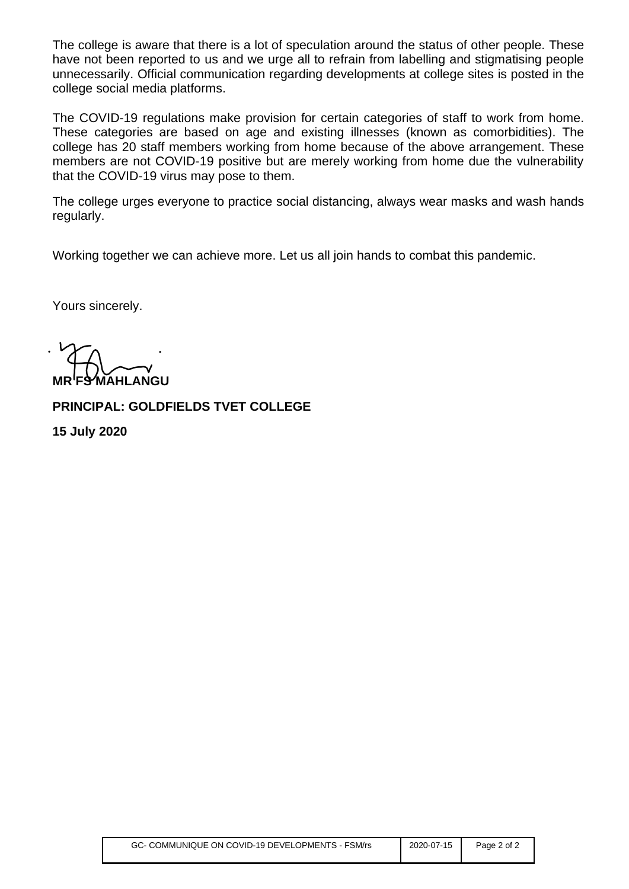The college is aware that there is a lot of speculation around the status of other people. These have not been reported to us and we urge all to refrain from labelling and stigmatising people unnecessarily. Official communication regarding developments at college sites is posted in the college social media platforms.

The COVID-19 regulations make provision for certain categories of staff to work from home. These categories are based on age and existing illnesses (known as comorbidities). The college has 20 staff members working from home because of the above arrangement. These members are not COVID-19 positive but are merely working from home due the vulnerability that the COVID-19 virus may pose to them.

The college urges everyone to practice social distancing, always wear masks and wash hands regularly.

Working together we can achieve more. Let us all join hands to combat this pandemic.

Yours sincerely.

**MR FS MAHLANGU**

**PRINCIPAL: GOLDFIELDS TVET COLLEGE**

**15 July 2020**